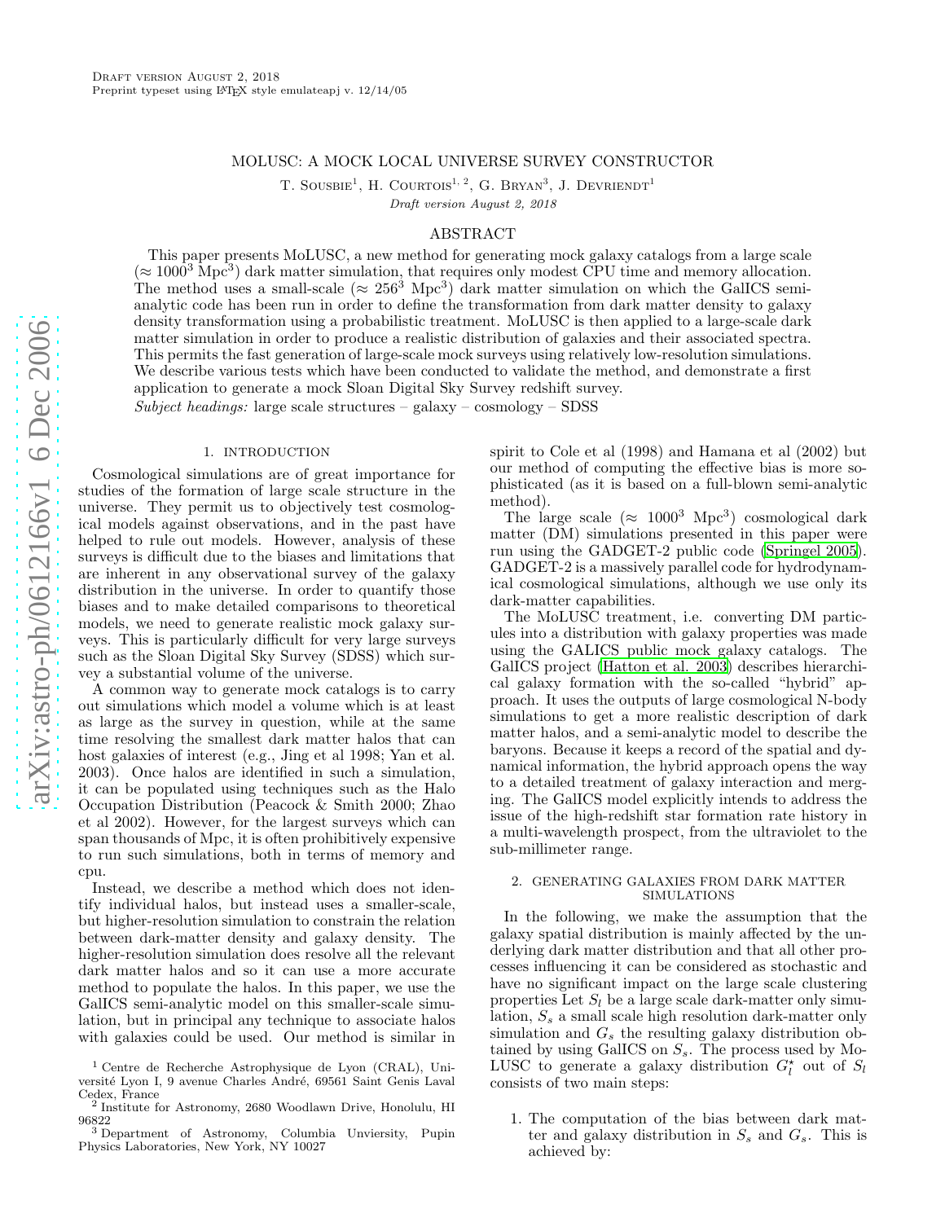Draft version August 2, 2018
Preprint typeset using LaTeX style emulateapj v. 12/14/05

# MOLUSC: A MOCK LOCAL UNIVERSE SURVEY CONSTRUCTOR

T. Sousbie[1], H. Courtois[1, 2], G. Bryan[3], J. Devriendt[1]

*Draft version August 2, 2018*

## ABSTRACT

This paper presents MoLUSC, a new method for generating mock galaxy catalogs from a large scale ($\approx 1000^3$ Mpc$^3$) dark matter simulation, that requires only modest CPU time and memory allocation. The method uses a small-scale ($\approx 256^3$ Mpc$^3$) dark matter simulation on which the GalICS semi-analytic code has been run in order to define the transformation from dark matter density to galaxy density transformation using a probabilistic treatment. MoLUSC is then applied to a large-scale dark matter simulation in order to produce a realistic distribution of galaxies and their associated spectra. This permits the fast generation of large-scale mock surveys using relatively low-resolution simulations. We describe various tests which have been conducted to validate the method, and demonstrate a first application to generate a mock Sloan Digital Sky Survey redshift survey.

*Subject headings:* large scale structures – galaxy – cosmology – SDSS

## 1. INTRODUCTION

Cosmological simulations are of great importance for studies of the formation of large scale structure in the universe. They permit us to objectively test cosmological models against observations, and in the past have helped to rule out models. However, analysis of these surveys is difficult due to the biases and limitations that are inherent in any observational survey of the galaxy distribution in the universe. In order to quantify those biases and to make detailed comparisons to theoretical models, we need to generate realistic mock galaxy surveys. This is particularly difficult for very large surveys such as the Sloan Digital Sky Survey (SDSS) which survey a substantial volume of the universe.

A common way to generate mock catalogs is to carry out simulations which model a volume which is at least as large as the survey in question, while at the same time resolving the smallest dark matter halos that can host galaxies of interest (e.g., Jing et al 1998; Yan et al. 2003). Once halos are identified in such a simulation, it can be populated using techniques such as the Halo Occupation Distribution (Peacock & Smith 2000; Zhao et al 2002). However, for the largest surveys which can span thousands of Mpc, it is often prohibitively expensive to run such simulations, both in terms of memory and cpu.

Instead, we describe a method which does not identify individual halos, but instead uses a smaller-scale, but higher-resolution simulation to constrain the relation between dark-matter density and galaxy density. The higher-resolution simulation does resolve all the relevant dark matter halos and so it can use a more accurate method to populate the halos. In this paper, we use the GalICS semi-analytic model on this smaller-scale simulation, but in principal any technique to associate halos with galaxies could be used. Our method is similar in spirit to Cole et al (1998) and Hamana et al (2002) but our method of computing the effective bias is more sophisticated (as it is based on a full-blown semi-analytic method).

The large scale ($\approx 1000^3$ Mpc$^3$) cosmological dark matter (DM) simulations presented in this paper were run using the GADGET-2 public code (Springel 2005). GADGET-2 is a massively parallel code for hydrodynamical cosmological simulations, although we use only its dark-matter capabilities.

The MoLUSC treatment, i.e. converting DM particules into a distribution with galaxy properties was made using the GALICS public mock galaxy catalogs. The GalICS project (Hatton et al. 2003) describes hierarchical galaxy formation with the so-called "hybrid" approach. It uses the outputs of large cosmological N-body simulations to get a more realistic description of dark matter halos, and a semi-analytic model to describe the baryons. Because it keeps a record of the spatial and dynamical information, the hybrid approach opens the way to a detailed treatment of galaxy interaction and merging. The GalICS model explicitly intends to address the issue of the high-redshift star formation rate history in a multi-wavelength prospect, from the ultraviolet to the sub-millimeter range.

## 2. GENERATING GALAXIES FROM DARK MATTER SIMULATIONS

In the following, we make the assumption that the galaxy spatial distribution is mainly affected by the underlying dark matter distribution and that all other processes influencing it can be considered as stochastic and have no significant impact on the large scale clustering properties Let $S_l$ be a large scale dark-matter only simulation, $S_s$ a small scale high resolution dark-matter only simulation and $G_s$ the resulting galaxy distribution obtained by using GalICS on $S_s$. The process used by MoLUSC to generate a galaxy distribution $G_l^\star$ out of $S_l$ consists of two main steps:

1. The computation of the bias between dark matter and galaxy distribution in $S_s$ and $G_s$. This is achieved by:

[1] Centre de Recherche Astrophysique de Lyon (CRAL), Université Lyon I, 9 avenue Charles André, 69561 Saint Genis Laval Cedex, France

[2] Institute for Astronomy, 2680 Woodlawn Drive, Honolulu, HI 96822

[3] Department of Astronomy, Columbia Unviersity, Pupin Physics Laboratories, New York, NY 10027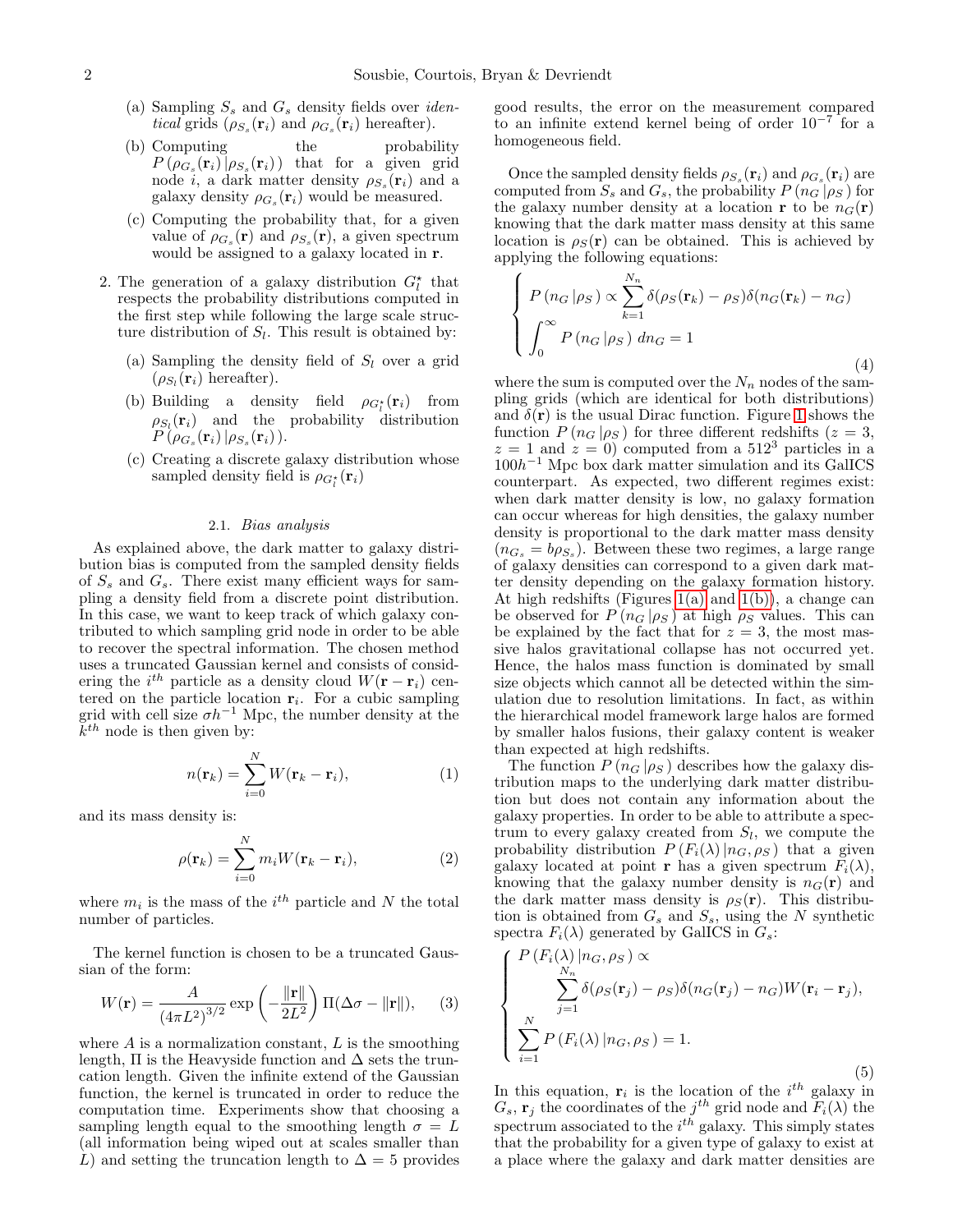(a) Sampling $S_s$ and $G_s$ density fields over *identical* grids ($\rho_{S_s}(\mathbf{r}_i)$ and $\rho_{G_s}(\mathbf{r}_i)$ hereafter).

(b) Computing the probability $P\left(\rho_{G_s}(\mathbf{r}_i)\,|\rho_{S_s}(\mathbf{r}_i)\right)$ that for a given grid node $i$, a dark matter density $\rho_{S_s}(\mathbf{r}_i)$ and a galaxy density $\rho_{G_s}(\mathbf{r}_i)$ would be measured.

(c) Computing the probability that, for a given value of $\rho_{G_s}(\mathbf{r})$ and $\rho_{S_s}(\mathbf{r})$, a given spectrum would be assigned to a galaxy located in $\mathbf{r}$.

2. The generation of a galaxy distribution $G_l^\star$ that respects the probability distributions computed in the first step while following the large scale structure distribution of $S_l$. This result is obtained by:

(a) Sampling the density field of $S_l$ over a grid ($\rho_{S_l}(\mathbf{r}_i)$ hereafter).

(b) Building a density field $\rho_{G_l^\star}(\mathbf{r}_i)$ from $\rho_{S_l}(\mathbf{r}_i)$ and the probability distribution $P\left(\rho_{G_s}(\mathbf{r}_i)\,|\rho_{S_s}(\mathbf{r}_i)\right)$.

(c) Creating a discrete galaxy distribution whose sampled density field is $\rho_{G_l^\star}(\mathbf{r}_i)$

### 2.1. *Bias analysis*

As explained above, the dark matter to galaxy distribution bias is computed from the sampled density fields of $S_s$ and $G_s$. There exist many efficient ways for sampling a density field from a discrete point distribution. In this case, we want to keep track of which galaxy contributed to which sampling grid node in order to be able to recover the spectral information. The chosen method uses a truncated Gaussian kernel and consists of considering the $i^{th}$ particle as a density cloud $W(\mathbf{r}-\mathbf{r}_i)$ centered on the particle location $\mathbf{r}_i$. For a cubic sampling grid with cell size $\sigma h^{-1}$ Mpc, the number density at the $k^{th}$ node is then given by:

$$n(\mathbf{r}_k) = \sum_{i=0}^{N} W(\mathbf{r}_k - \mathbf{r}_i), \tag{1}$$

and its mass density is:

$$\rho(\mathbf{r}_k) = \sum_{i=0}^{N} m_i W(\mathbf{r}_k - \mathbf{r}_i), \tag{2}$$

where $m_i$ is the mass of the $i^{th}$ particle and $N$ the total number of particles.

The kernel function is chosen to be a truncated Gaussian of the form:

$$W(\mathbf{r}) = \frac{A}{(4\pi L^2)^{3/2}} \exp\left(-\frac{\|\mathbf{r}\|}{2L^2}\right) \Pi(\Delta\sigma - \|\mathbf{r}\|), \tag{3}$$

where $A$ is a normalization constant, $L$ is the smoothing length, $\Pi$ is the Heavyside function and $\Delta$ sets the truncation length. Given the infinite extend of the Gaussian function, the kernel is truncated in order to reduce the computation time. Experiments show that choosing a sampling length equal to the smoothing length $\sigma = L$ (all information being wiped out at scales smaller than $L$) and setting the truncation length to $\Delta = 5$ provides good results, the error on the measurement compared to an infinite extend kernel being of order $10^{-7}$ for a homogeneous field.

Once the sampled density fields $\rho_{S_s}(\mathbf{r}_i)$ and $\rho_{G_s}(\mathbf{r}_i)$ are computed from $S_s$ and $G_s$, the probability $P\left(n_G\,|\rho_S\right)$ for the galaxy number density at a location $\mathbf{r}$ to be $n_G(\mathbf{r})$ knowing that the dark matter mass density at this same location is $\rho_S(\mathbf{r})$ can be obtained. This is achieved by applying the following equations:

$$\begin{cases} P\left(n_G\,|\rho_S\right) \propto \displaystyle\sum_{k=1}^{N_n} \delta(\rho_S(\mathbf{r}_k) - \rho_S)\delta(n_G(\mathbf{r}_k) - n_G) \\ \displaystyle\int_0^\infty P\left(n_G\,|\rho_S\right)\, dn_G = 1 \end{cases} \tag{4}$$

where the sum is computed over the $N_n$ nodes of the sampling grids (which are identical for both distributions) and $\delta(\mathbf{r})$ is the usual Dirac function. Figure 1 shows the function $P\left(n_G\,|\rho_S\right)$ for three different redshifts ($z = 3$, $z = 1$ and $z = 0$) computed from a $512^3$ particles in a $100h^{-1}$ Mpc box dark matter simulation and its GalICS counterpart. As expected, two different regimes exist: when dark matter density is low, no galaxy formation can occur whereas for high densities, the galaxy number density is proportional to the dark matter mass density ($n_{G_s} = b\rho_{S_s}$). Between these two regimes, a large range of galaxy densities can correspond to a given dark matter density depending on the galaxy formation history. At high redshifts (Figures 1(a) and 1(b)), a change can be observed for $P\left(n_G\,|\rho_S\right)$ at high $\rho_S$ values. This can be explained by the fact that for $z = 3$, the most massive halos gravitational collapse has not occurred yet. Hence, the halos mass function is dominated by small size objects which cannot all be detected within the simulation due to resolution limitations. In fact, as within the hierarchical model framework large halos are formed by smaller halos fusions, their galaxy content is weaker than expected at high redshifts.

The function $P\left(n_G\,|\rho_S\right)$ describes how the galaxy distribution maps to the underlying dark matter distribution but does not contain any information about the galaxy properties. In order to be able to attribute a spectrum to every galaxy created from $S_l$, we compute the probability distribution $P\left(F_i(\lambda)\,|n_G, \rho_S\right)$ that a given galaxy located at point $\mathbf{r}$ has a given spectrum $F_i(\lambda)$, knowing that the galaxy number density is $n_G(\mathbf{r})$ and the dark matter mass density is $\rho_S(\mathbf{r})$. This distribution is obtained from $G_s$ and $S_s$, using the $N$ synthetic spectra $F_i(\lambda)$ generated by GalICS in $G_s$:

$$\begin{cases} P\left(F_i(\lambda)\,|n_G, \rho_S\right) \propto \\ \qquad \displaystyle\sum_{j=1}^{N_n} \delta(\rho_S(\mathbf{r}_j) - \rho_S)\delta(n_G(\mathbf{r}_j) - n_G) W(\mathbf{r}_i - \mathbf{r}_j), \\ \displaystyle\sum_{i=1}^{N} P\left(F_i(\lambda)\,|n_G, \rho_S\right) = 1. \end{cases} \tag{5}$$

In this equation, $\mathbf{r}_i$ is the location of the $i^{th}$ galaxy in $G_s$, $\mathbf{r}_j$ the coordinates of the $j^{th}$ grid node and $F_i(\lambda)$ the spectrum associated to the $i^{th}$ galaxy. This simply states that the probability for a given type of galaxy to exist at a place where the galaxy and dark matter densities are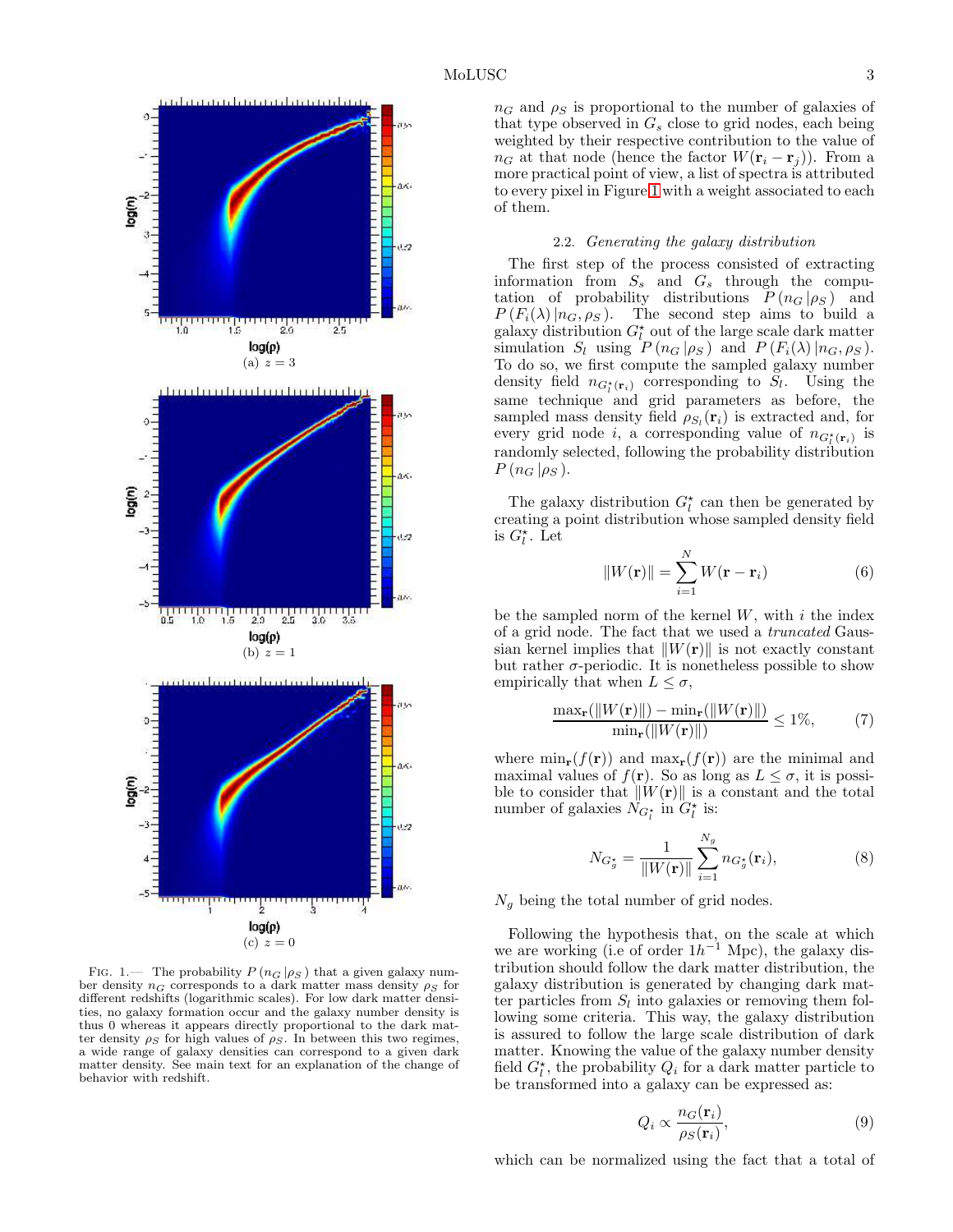(a) $z = 3$

(b) $z = 1$

(c) $z = 0$

FIG. 1.— The probability $P(n_G|\rho_S)$ that a given galaxy number density $n_G$ corresponds to a dark matter mass density $\rho_S$ for different redshifts (logarithmic scales). For low dark matter densities, no galaxy formation occur and the galaxy number density is thus 0 whereas it appears directly proportional to the dark matter density $\rho_S$ for high values of $\rho_S$. In between this two regimes, a wide range of galaxy densities can correspond to a given dark matter density. See main text for an explanation of the change of behavior with redshift.

$n_G$ and $\rho_S$ is proportional to the number of galaxies of that type observed in $G_s$ close to grid nodes, each being weighted by their respective contribution to the value of $n_G$ at that node (hence the factor $W(\mathbf{r}_i - \mathbf{r}_j)$). From a more practical point of view, a list of spectra is attributed to every pixel in Figure 1 with a weight associated to each of them.

### 2.2. *Generating the galaxy distribution*

The first step of the process consisted of extracting information from $S_s$ and $G_s$ through the computation of probability distributions $P(n_G|\rho_S)$ and $P(F_i(\lambda)|n_G, \rho_S)$. The second step aims to build a galaxy distribution $G_l^\star$ out of the large scale dark matter simulation $S_l$ using $P(n_G|\rho_S)$ and $P(F_i(\lambda)|n_G, \rho_S)$. To do so, we first compute the sampled galaxy number density field $n_{G_l^\star(\mathbf{r}_i)}$ corresponding to $S_l$. Using the same technique and grid parameters as before, the sampled mass density field $\rho_{S_l}(\mathbf{r}_i)$ is extracted and, for every grid node $i$, a corresponding value of $n_{G_l^\star(\mathbf{r}_i)}$ is randomly selected, following the probability distribution $P(n_G|\rho_S)$.

The galaxy distribution $G_l^\star$ can then be generated by creating a point distribution whose sampled density field is $G_l^\star$. Let

$$\|W(\mathbf{r})\| = \sum_{i=1}^{N} W(\mathbf{r} - \mathbf{r}_i) \tag{6}$$

be the sampled norm of the kernel $W$, with $i$ the index of a grid node. The fact that we used a *truncated* Gaussian kernel implies that $\|W(\mathbf{r})\|$ is not exactly constant but rather $\sigma$-periodic. It is nonetheless possible to show empirically that when $L \leq \sigma$,

$$\frac{\max_{\mathbf{r}}(\|W(\mathbf{r})\|) - \min_{\mathbf{r}}(\|W(\mathbf{r})\|)}{\min_{\mathbf{r}}(\|W(\mathbf{r})\|)} \leq 1\%, \tag{7}$$

where $\min_{\mathbf{r}}(f(\mathbf{r}))$ and $\max_{\mathbf{r}}(f(\mathbf{r}))$ are the minimal and maximal values of $f(\mathbf{r})$. So as long as $L \leq \sigma$, it is possible to consider that $\|W(\mathbf{r})\|$ is a constant and the total number of galaxies $N_{G_l^\star}$ in $G_l^\star$ is:

$$N_{G_g^\star} = \frac{1}{\|W(\mathbf{r})\|} \sum_{i=1}^{N_g} n_{G_g^\star}(\mathbf{r}_i), \tag{8}$$

$N_g$ being the total number of grid nodes.

Following the hypothesis that, on the scale at which we are working (i.e of order $1h^{-1}$ Mpc), the galaxy distribution should follow the dark matter distribution, the galaxy distribution is generated by changing dark matter particles from $S_l$ into galaxies or removing them following some criteria. This way, the galaxy distribution is assured to follow the large scale distribution of dark matter. Knowing the value of the galaxy number density field $G_l^\star$, the probability $Q_i$ for a dark matter particle to be transformed into a galaxy can be expressed as:

$$Q_i \propto \frac{n_G(\mathbf{r}_i)}{\rho_S(\mathbf{r}_i)}, \tag{9}$$

which can be normalized using the fact that a total of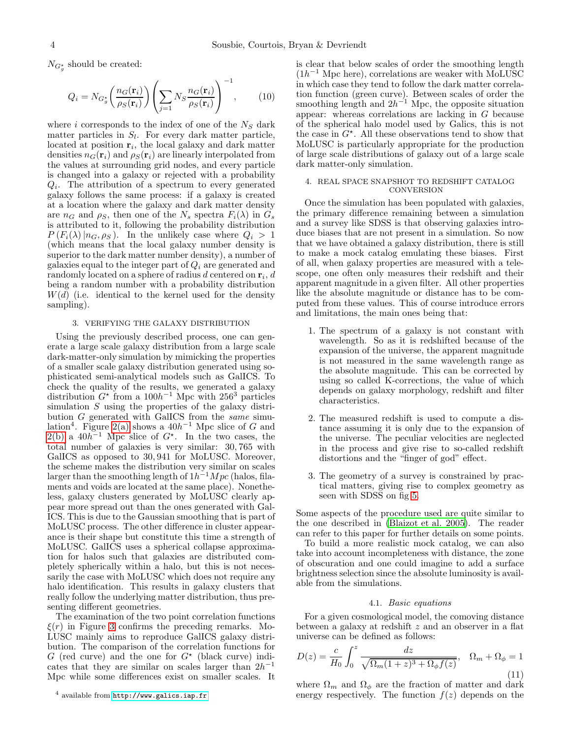$N_{G_g^\star}$ should be created:

$$Q_i = N_{G_g^\star} \left( \frac{n_G(\mathbf{r}_i)}{\rho_S(\mathbf{r}_i)} \right) \left( \sum_{j=1} N_S \frac{n_G(\mathbf{r}_i)}{\rho_S(\mathbf{r}_i)} \right)^{-1}, \qquad (10)$$

where $i$ corresponds to the index of one of the $N_S$ dark matter particles in $S_l$. For every dark matter particle, located at position $\mathbf{r}_i$, the local galaxy and dark matter densities $n_G(\mathbf{r}_i)$ and $\rho_S(\mathbf{r}_i)$ are linearly interpolated from the values at surrounding grid nodes, and every particle is changed into a galaxy or rejected with a probability $Q_i$. The attribution of a spectrum to every generated galaxy follows the same process: if a galaxy is created at a location where the galaxy and dark matter density are $n_G$ and $\rho_S$, then one of the $N_s$ spectra $F_i(\lambda)$ in $G_s$ is attributed to it, following the probability distribution $P\left(F_i(\lambda)\,|n_G, \rho_S\right)$. In the unlikely case where $Q_i > 1$ (which means that the local galaxy number density is superior to the dark matter number density), a number of galaxies equal to the integer part of $Q_i$ are generated and randomly located on a sphere of radius $d$ centered on $\mathbf{r}_i$, $d$ being a random number with a probability distribution $W(d)$ (i.e. identical to the kernel used for the density sampling).

## 3. VERIFYING THE GALAXY DISTRIBUTION

Using the previously described process, one can generate a large scale galaxy distribution from a large scale dark-matter-only simulation by mimicking the properties of a smaller scale galaxy distribution generated using sophisticated semi-analytical models such as GalICS. To check the quality of the results, we generated a galaxy distribution $G^\star$ from a $100h^{-1}$ Mpc with $256^3$ particles simulation $S$ using the properties of the galaxy distribution $G$ generated with GalICS from the *same* simulation[4]. Figure 2(a) shows a $40h^{-1}$ Mpc slice of $G$ and 2(b) a $40h^{-1}$ Mpc slice of $G^\star$. In the two cases, the total number of galaxies is very similar: 30,765 with GalICS as opposed to 30,941 for MoLUSC. Moreover, the scheme makes the distribution very similar on scales larger than the smoothing length of $1h^{-1}Mpc$ (halos, filaments and voids are located at the same place). Nonetheless, galaxy clusters generated by MoLUSC clearly appear more spread out than the ones generated with GalICS. This is due to the Gaussian smoothing that is part of MoLUSC process. The other difference in cluster appearance is their shape but constitute this time a strength of MoLUSC. GalICS uses a spherical collapse approximation for halos such that galaxies are distributed completely spherically within a halo, but this is not necessarily the case with MoLUSC which does not require any halo identification. This results in galaxy clusters that really follow the underlying matter distribution, thus presenting different geometries.

The examination of the two point correlation functions $\xi(r)$ in Figure 3 confirms the preceding remarks. MoLUSC mainly aims to reproduce GalICS galaxy distribution. The comparison of the correlation functions for $G$ (red curve) and the one for $G^\star$ (black curve) indicates that they are similar on scales larger than $2h^{-1}$ Mpc while some differences exist on smaller scales. It is clear that below scales of order the smoothing length ($1h^{-1}$ Mpc here), correlations are weaker with MoLUSC in which case they tend to follow the dark matter correlation function (green curve). Between scales of order the smoothing length and $2h^{-1}$ Mpc, the opposite situation appear: whereas correlations are lacking in $G$ because of the spherical halo model used by Galics, this is not the case in $G^\star$. All these observations tend to show that MoLUSC is particularly appropriate for the production of large scale distributions of galaxy out of a large scale dark matter-only simulation.

[4] available from http://www.galics.iap.fr

## 4. REAL SPACE SNAPSHOT TO REDSHIFT CATALOG CONVERSION

Once the simulation has been populated with galaxies, the primary difference remaining between a simulation and a survey like SDSS is that observing galaxies introduce biases that are not present in a simulation. So now that we have obtained a galaxy distribution, there is still to make a mock catalog emulating these biases. First of all, when galaxy properties are measured with a telescope, one often only measures their redshift and their apparent magnitude in a given filter. All other properties like the absolute magnitude or distance has to be computed from these values. This of course introduce errors and limitations, the main ones being that:

1. The spectrum of a galaxy is not constant with wavelength. So as it is redshifted because of the expansion of the universe, the apparent magnitude is not measured in the same wavelength range as the absolute magnitude. This can be corrected by using so called K-corrections, the value of which depends on galaxy morphology, redshift and filter characteristics.

2. The measured redshift is used to compute a distance assuming it is only due to the expansion of the universe. The peculiar velocities are neglected in the process and give rise to so-called redshift distortions and the "finger of god" effect.

3. The geometry of a survey is constrained by practical matters, giving rise to complex geometry as seen with SDSS on fig 5.

Some aspects of the procedure used are quite similar to the one described in (Blaizot et al. 2005). The reader can refer to this paper for further details on some points.

To build a more realistic mock catalog, we can also take into account incompleteness with distance, the zone of obscuration and one could imagine to add a surface brightness selection since the absolute luminosity is available from the simulations.

### 4.1. *Basic equations*

For a given cosmological model, the comoving distance between a galaxy at redshift $z$ and an observer in a flat universe can be defined as follows:

$$D(z) = \frac{c}{H_0} \int_0^z \frac{dz}{\sqrt{\Omega_m (1+z)^3 + \Omega_\phi f(z)}}, \quad \Omega_m + \Omega_\phi = 1 \qquad (11)$$

where $\Omega_m$ and $\Omega_\phi$ are the fraction of matter and dark energy respectively. The function $f(z)$ depends on the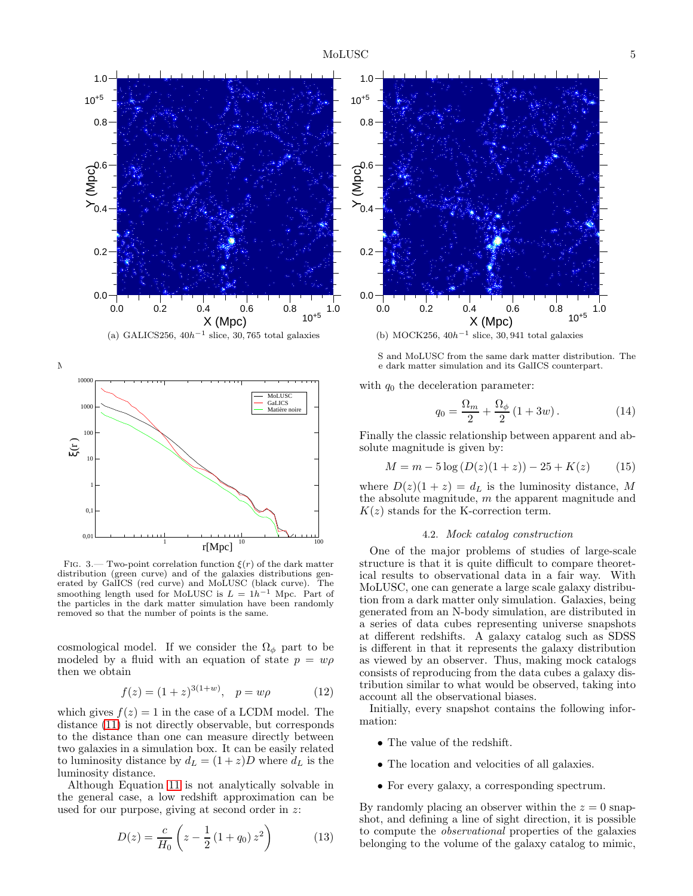(a) GALICS256, $40h^{-1}$ slice, 30, 765 total galaxies

(b) MOCK256, $40h^{-1}$ slice, 30, 941 total galaxies

S and MoLUSC from the same dark matter distribution. The e dark matter simulation and its GalICS counterpart.

Fig. 3.— Two-point correlation function $\xi(r)$ of the dark matter distribution (green curve) and of the galaxies distributions generated by GalICS (red curve) and MoLUSC (black curve). The smoothing length used for MoLUSC is $L = 1h^{-1}$ Mpc. Part of the particles in the dark matter simulation have been randomly removed so that the number of points is the same.

cosmological model. If we consider the $\Omega_\phi$ part to be modeled by a fluid with an equation of state $p = w\rho$ then we obtain

$$f(z) = (1+z)^{3(1+w)}, \quad p = w\rho \tag{12}$$

which gives $f(z) = 1$ in the case of a LCDM model. The distance (11) is not directly observable, but corresponds to the distance than one can measure directly between two galaxies in a simulation box. It can be easily related to luminosity distance by $d_L = (1+z)D$ where $d_L$ is the luminosity distance.

Although Equation 11 is not analytically solvable in the general case, a low redshift approximation can be used for our purpose, giving at second order in $z$:

$$D(z) = \frac{c}{H_0}\left(z - \frac{1}{2}\left(1+q_0\right)z^2\right) \tag{13}$$

with $q_0$ the deceleration parameter:

$$q_0 = \frac{\Omega_m}{2} + \frac{\Omega_\phi}{2}\left(1+3w\right). \tag{14}$$

Finally the classic relationship between apparent and absolute magnitude is given by:

$$M = m - 5\log\left(D(z)(1+z)\right) - 25 + K(z) \tag{15}$$

where $D(z)(1+z) = d_L$ is the luminosity distance, $M$ the absolute magnitude, $m$ the apparent magnitude and $K(z)$ stands for the K-correction term.

### 4.2. *Mock catalog construction*

One of the major problems of studies of large-scale structure is that it is quite difficult to compare theoretical results to observational data in a fair way. With MoLUSC, one can generate a large scale galaxy distribution from a dark matter only simulation. Galaxies, being generated from an N-body simulation, are distributed in a series of data cubes representing universe snapshots at different redshifts. A galaxy catalog such as SDSS is different in that it represents the galaxy distribution as viewed by an observer. Thus, making mock catalogs consists of reproducing from the data cubes a galaxy distribution similar to what would be observed, taking into account all the observational biases.

Initially, every snapshot contains the following information:

- The value of the redshift.
- The location and velocities of all galaxies.
- For every galaxy, a corresponding spectrum.

By randomly placing an observer within the $z = 0$ snapshot, and defining a line of sight direction, it is possible to compute the *observational* properties of the galaxies belonging to the volume of the galaxy catalog to mimic,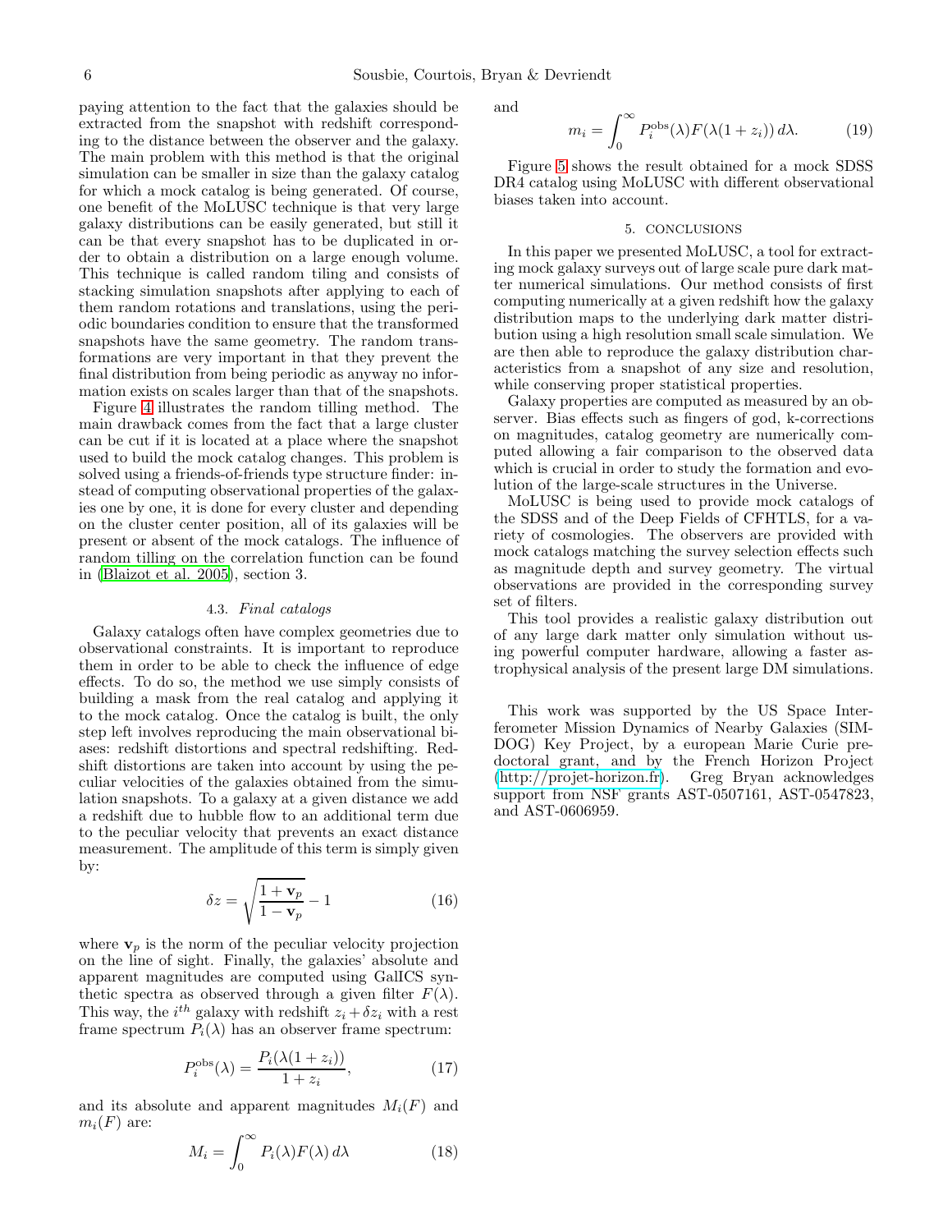paying attention to the fact that the galaxies should be extracted from the snapshot with redshift corresponding to the distance between the observer and the galaxy. The main problem with this method is that the original simulation can be smaller in size than the galaxy catalog for which a mock catalog is being generated. Of course, one benefit of the MoLUSC technique is that very large galaxy distributions can be easily generated, but still it can be that every snapshot has to be duplicated in order to obtain a distribution on a large enough volume. This technique is called random tiling and consists of stacking simulation snapshots after applying to each of them random rotations and translations, using the periodic boundaries condition to ensure that the transformed snapshots have the same geometry. The random transformations are very important in that they prevent the final distribution from being periodic as anyway no information exists on scales larger than that of the snapshots.

Figure 4 illustrates the random tilling method. The main drawback comes from the fact that a large cluster can be cut if it is located at a place where the snapshot used to build the mock catalog changes. This problem is solved using a friends-of-friends type structure finder: instead of computing observational properties of the galaxies one by one, it is done for every cluster and depending on the cluster center position, all of its galaxies will be present or absent of the mock catalogs. The influence of random tilling on the correlation function can be found in (Blaizot et al. 2005), section 3.

### 4.3. *Final catalogs*

Galaxy catalogs often have complex geometries due to observational constraints. It is important to reproduce them in order to be able to check the influence of edge effects. To do so, the method we use simply consists of building a mask from the real catalog and applying it to the mock catalog. Once the catalog is built, the only step left involves reproducing the main observational biases: redshift distortions and spectral redshifting. Redshift distortions are taken into account by using the peculiar velocities of the galaxies obtained from the simulation snapshots. To a galaxy at a given distance we add a redshift due to hubble flow to an additional term due to the peculiar velocity that prevents an exact distance measurement. The amplitude of this term is simply given by:

$$\delta z = \sqrt{\frac{1 + \mathbf{v}_p}{1 - \mathbf{v}_p}} - 1 \tag{16}$$

where $\mathbf{v}_p$ is the norm of the peculiar velocity projection on the line of sight. Finally, the galaxies' absolute and apparent magnitudes are computed using GalICS synthetic spectra as observed through a given filter $F(\lambda)$. This way, the $i^{th}$ galaxy with redshift $z_i + \delta z_i$ with a rest frame spectrum $P_i(\lambda)$ has an observer frame spectrum:

$$P_i^{\mathrm{obs}}(\lambda) = \frac{P_i(\lambda(1 + z_i))}{1 + z_i}, \tag{17}$$

and its absolute and apparent magnitudes $M_i(F)$ and $m_i(F)$ are:

$$M_i = \int_0^\infty P_i(\lambda) F(\lambda)\, d\lambda \tag{18}$$

and

$$m_i = \int_0^\infty P_i^{\mathrm{obs}}(\lambda) F(\lambda(1 + z_i))\, d\lambda. \tag{19}$$

Figure 5 shows the result obtained for a mock SDSS DR4 catalog using MoLUSC with different observational biases taken into account.

## 5. CONCLUSIONS

In this paper we presented MoLUSC, a tool for extracting mock galaxy surveys out of large scale pure dark matter numerical simulations. Our method consists of first computing numerically at a given redshift how the galaxy distribution maps to the underlying dark matter distribution using a high resolution small scale simulation. We are then able to reproduce the galaxy distribution characteristics from a snapshot of any size and resolution, while conserving proper statistical properties.

Galaxy properties are computed as measured by an observer. Bias effects such as fingers of god, k-corrections on magnitudes, catalog geometry are numerically computed allowing a fair comparison to the observed data which is crucial in order to study the formation and evolution of the large-scale structures in the Universe.

MoLUSC is being used to provide mock catalogs of the SDSS and of the Deep Fields of CFHTLS, for a variety of cosmologies. The observers are provided with mock catalogs matching the survey selection effects such as magnitude depth and survey geometry. The virtual observations are provided in the corresponding survey set of filters.

This tool provides a realistic galaxy distribution out of any large dark matter only simulation without using powerful computer hardware, allowing a faster astrophysical analysis of the present large DM simulations.

This work was supported by the US Space Interferometer Mission Dynamics of Nearby Galaxies (SIM-DOG) Key Project, by a european Marie Curie predoctoral grant, and by the French Horizon Project (http://projet-horizon.fr). Greg Bryan acknowledges support from NSF grants AST-0507161, AST-0547823, and AST-0606959.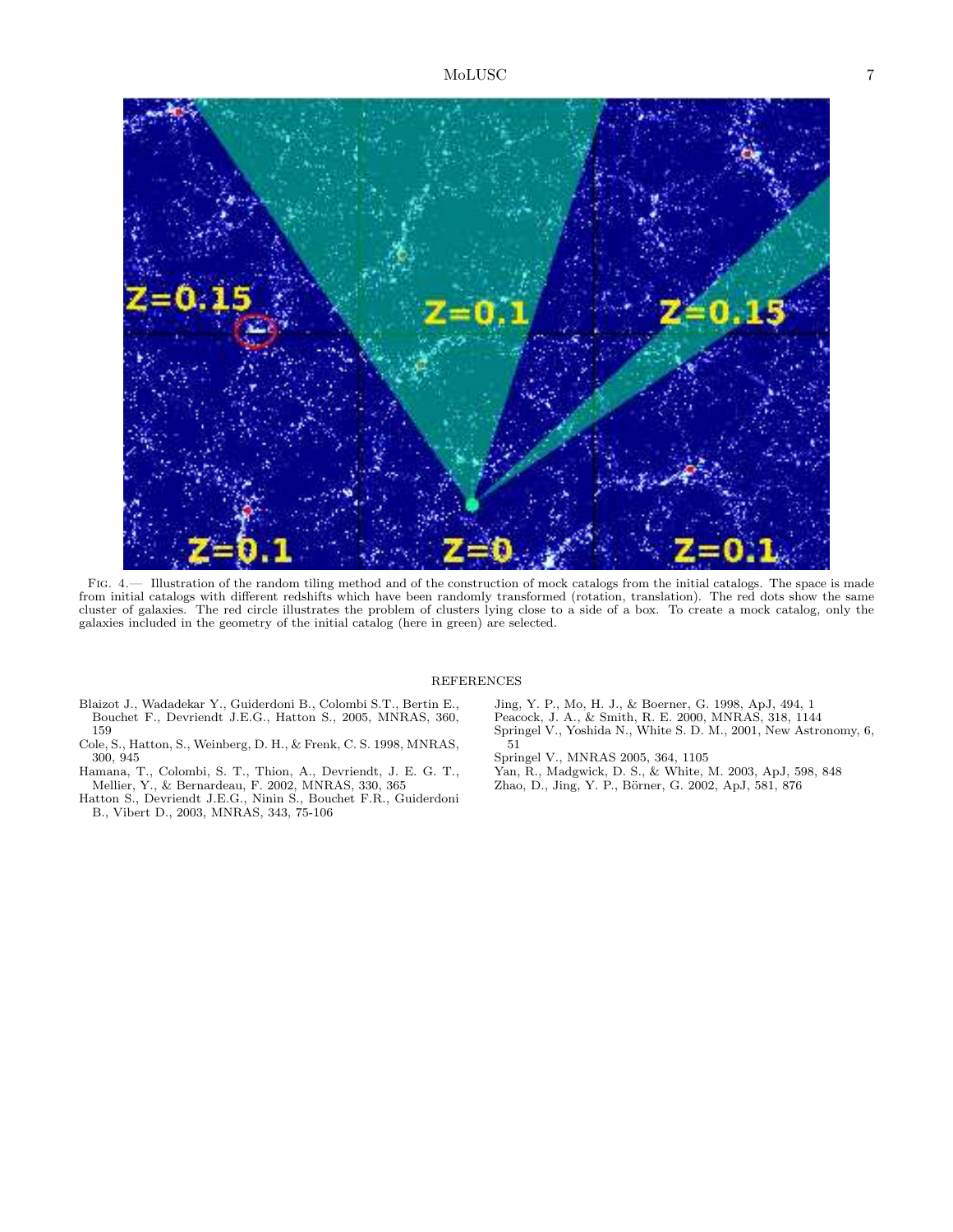Fig. 4.— Illustration of the random tiling method and of the construction of mock catalogs from the initial catalogs. The space is made from initial catalogs with different redshifts which have been randomly transformed (rotation, translation). The red dots show the same cluster of galaxies. The red circle illustrates the problem of clusters lying close to a side of a box. To create a mock catalog, only the galaxies included in the geometry of the initial catalog (here in green) are selected.

## REFERENCES

Blaizot J., Wadadekar Y., Guiderdoni B., Colombi S.T., Bertin E., Bouchet F., Devriendt J.E.G., Hatton S., 2005, MNRAS, 360, 159

Cole, S., Hatton, S., Weinberg, D. H., & Frenk, C. S. 1998, MNRAS, 300, 945

Hamana, T., Colombi, S. T., Thion, A., Devriendt, J. E. G. T., Mellier, Y., & Bernardeau, F. 2002, MNRAS, 330, 365

Hatton S., Devriendt J.E.G., Ninin S., Bouchet F.R., Guiderdoni B., Vibert D., 2003, MNRAS, 343, 75-106

Jing, Y. P., Mo, H. J., & Boerner, G. 1998, ApJ, 494, 1

Peacock, J. A., & Smith, R. E. 2000, MNRAS, 318, 1144

Springel V., Yoshida N., White S. D. M., 2001, New Astronomy, 6, 51

Springel V., MNRAS 2005, 364, 1105

Yan, R., Madgwick, D. S., & White, M. 2003, ApJ, 598, 848

Zhao, D., Jing, Y. P., Börner, G. 2002, ApJ, 581, 876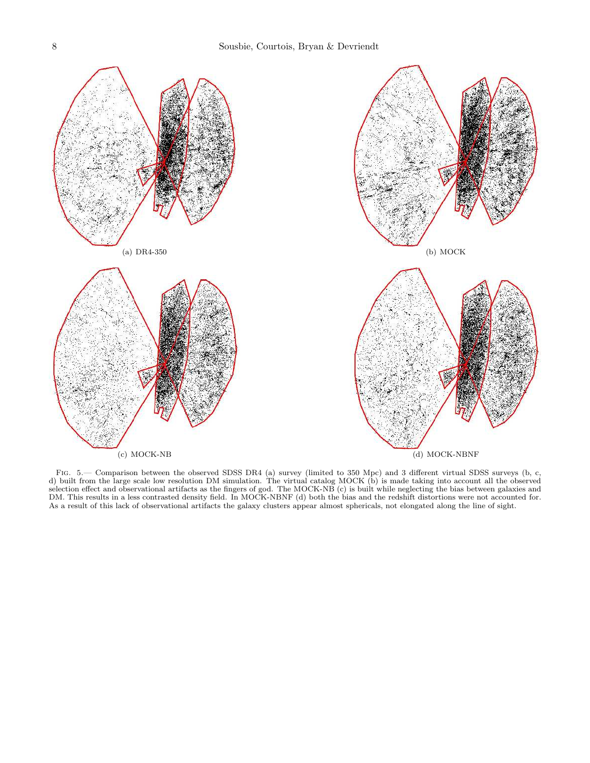(a) DR4-350

(b) MOCK

(c) MOCK-NB

(d) MOCK-NBNF

FIG. 5.— Comparison between the observed SDSS DR4 (a) survey (limited to 350 Mpc) and 3 different virtual SDSS surveys (b, c, d) built from the large scale low resolution DM simulation. The virtual catalog MOCK (b) is made taking into account all the observed selection effect and observational artifacts as the fingers of god. The MOCK-NB (c) is built while neglecting the bias between galaxies and DM. This results in a less contrasted density field. In MOCK-NBNF (d) both the bias and the redshift distortions were not accounted for. As a result of this lack of observational artifacts the galaxy clusters appear almost sphericals, not elongated along the line of sight.